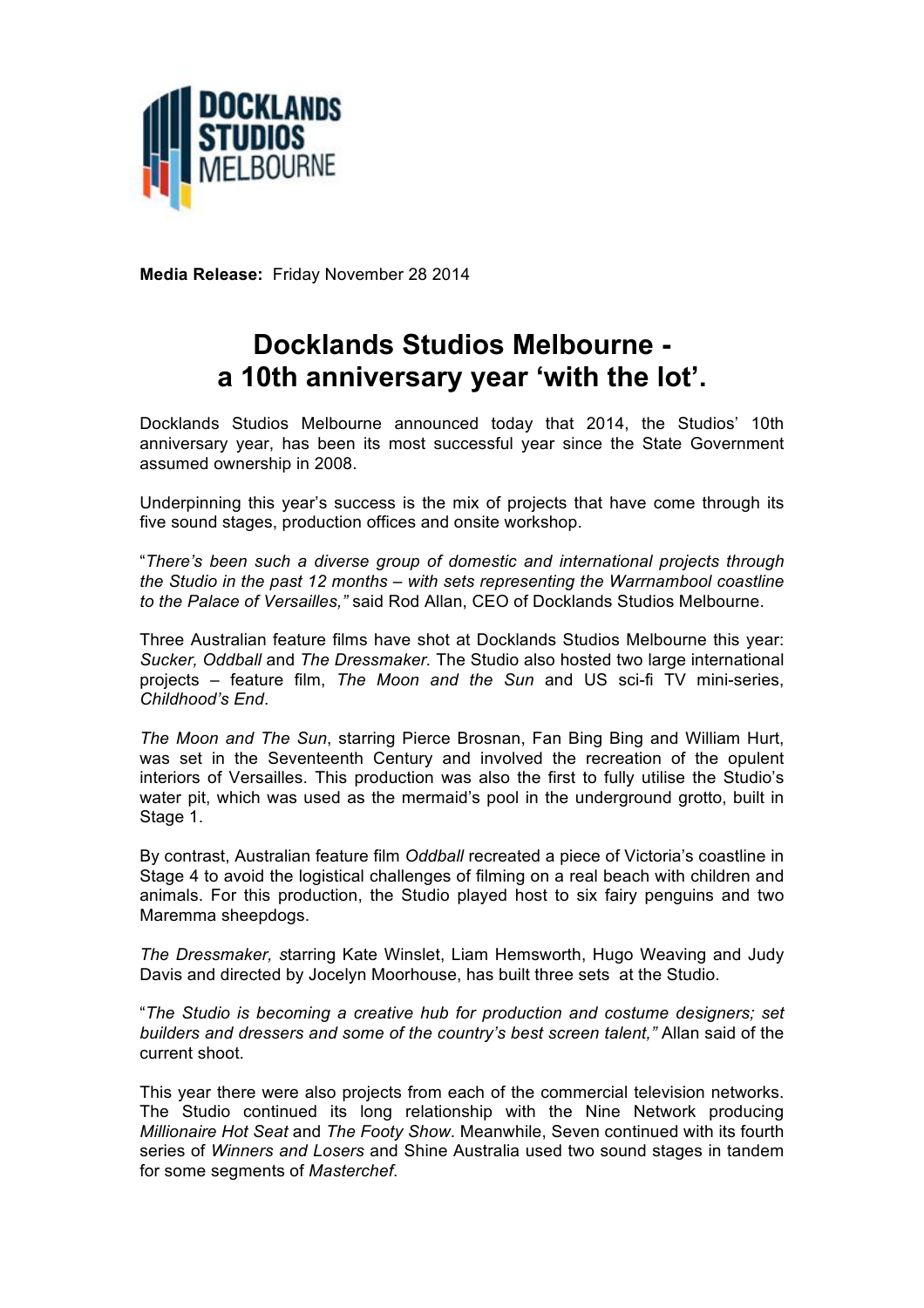**Media Release:** Friday November 28 2014

# Docklands Studios Melbourne - a 10th anniversary year 'with the lot'.

Docklands Studios Melbourne announced today that 2014, the Studios' 10th anniversary year, has been its most successful year since the State Government assumed ownership in 2008.

Underpinning this year's success is the mix of projects that have come through its five sound stages, production offices and onsite workshop.

"*There's been such a diverse group of domestic and international projects through the Studio in the past 12 months – with sets representing the Warrnambool coastline to the Palace of Versailles,"* said Rod Allan, CEO of Docklands Studios Melbourne.

Three Australian feature films have shot at Docklands Studios Melbourne this year: *Sucker, Oddball* and *The Dressmaker.* The Studio also hosted two large international projects – feature film, *The Moon and the Sun* and US sci-fi TV mini-series, *Childhood's End*.

*The Moon and The Sun*, starring Pierce Brosnan, Fan Bing Bing and William Hurt, was set in the Seventeenth Century and involved the recreation of the opulent interiors of Versailles. This production was also the first to fully utilise the Studio's water pit, which was used as the mermaid's pool in the underground grotto, built in Stage 1.

By contrast, Australian feature film *Oddball* recreated a piece of Victoria's coastline in Stage 4 to avoid the logistical challenges of filming on a real beach with children and animals. For this production, the Studio played host to six fairy penguins and two Maremma sheepdogs.

*The Dressmaker, s*tarring Kate Winslet, Liam Hemsworth, Hugo Weaving and Judy Davis and directed by Jocelyn Moorhouse, has built three sets at the Studio.

"*The Studio is becoming a creative hub for production and costume designers; set builders and dressers and some of the country's best screen talent,"* Allan said of the current shoot.

This year there were also projects from each of the commercial television networks. The Studio continued its long relationship with the Nine Network producing *Millionaire Hot Seat* and *The Footy Show*. Meanwhile, Seven continued with its fourth series of *Winners and Losers* and Shine Australia used two sound stages in tandem for some segments of *Masterchef*.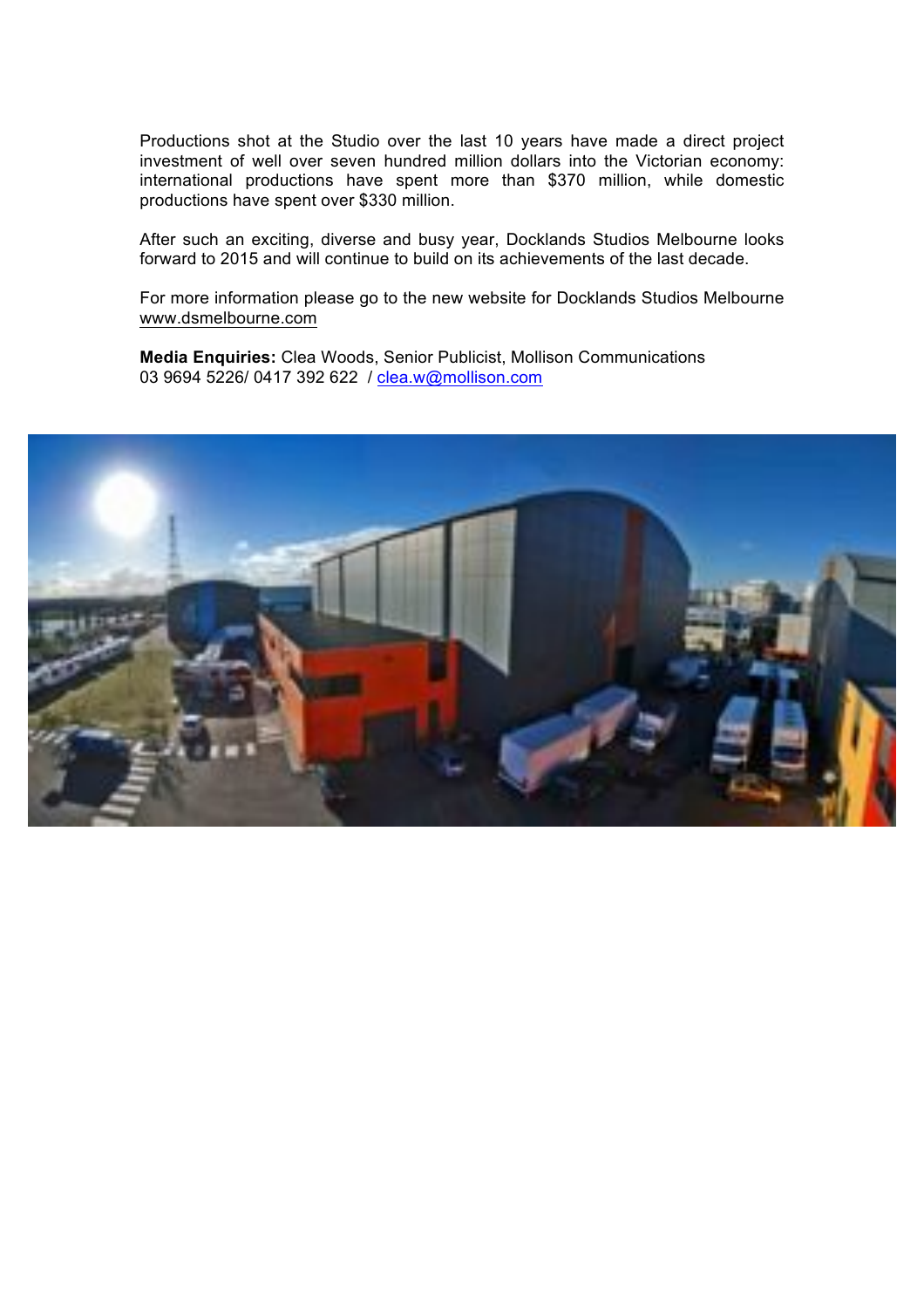Productions shot at the Studio over the last 10 years have made a direct project investment of well over seven hundred million dollars into the Victorian economy: international productions have spent more than $370 million, while domestic productions have spent over $330 million.

After such an exciting, diverse and busy year, Docklands Studios Melbourne looks forward to 2015 and will continue to build on its achievements of the last decade.

For more information please go to the new website for Docklands Studios Melbourne www.dsmelbourne.com

**Media Enquiries:** Clea Woods, Senior Publicist, Mollison Communications
03 9694 5226/ 0417 392 622 / clea.w@mollison.com